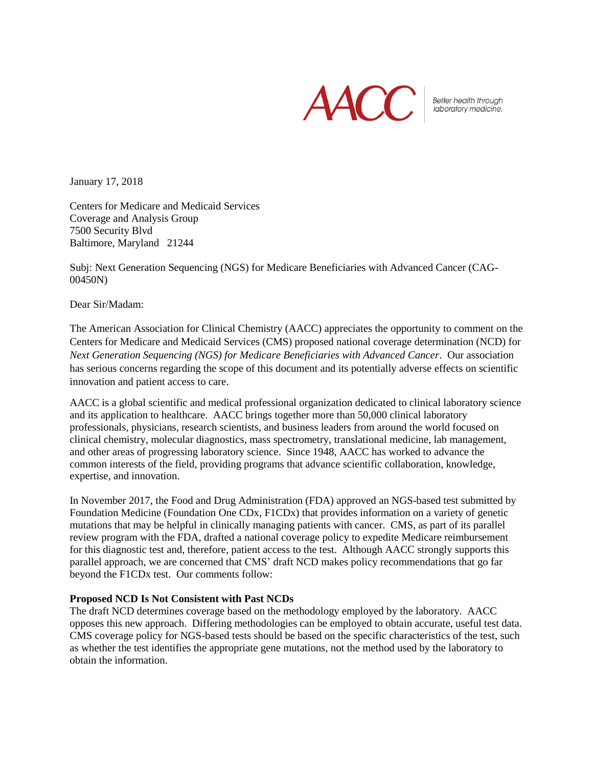AACC | Better health through laboratory medicine.

January 17, 2018

Centers for Medicare and Medicaid Services
Coverage and Analysis Group
7500 Security Blvd
Baltimore, Maryland 21244

Subj: Next Generation Sequencing (NGS) for Medicare Beneficiaries with Advanced Cancer (CAG-00450N)

Dear Sir/Madam:

The American Association for Clinical Chemistry (AACC) appreciates the opportunity to comment on the Centers for Medicare and Medicaid Services (CMS) proposed national coverage determination (NCD) for *Next Generation Sequencing (NGS) for Medicare Beneficiaries with Advanced Cancer*. Our association has serious concerns regarding the scope of this document and its potentially adverse effects on scientific innovation and patient access to care.

AACC is a global scientific and medical professional organization dedicated to clinical laboratory science and its application to healthcare. AACC brings together more than 50,000 clinical laboratory professionals, physicians, research scientists, and business leaders from around the world focused on clinical chemistry, molecular diagnostics, mass spectrometry, translational medicine, lab management, and other areas of progressing laboratory science. Since 1948, AACC has worked to advance the common interests of the field, providing programs that advance scientific collaboration, knowledge, expertise, and innovation.

In November 2017, the Food and Drug Administration (FDA) approved an NGS-based test submitted by Foundation Medicine (Foundation One CDx, F1CDx) that provides information on a variety of genetic mutations that may be helpful in clinically managing patients with cancer. CMS, as part of its parallel review program with the FDA, drafted a national coverage policy to expedite Medicare reimbursement for this diagnostic test and, therefore, patient access to the test. Although AACC strongly supports this parallel approach, we are concerned that CMS' draft NCD makes policy recommendations that go far beyond the F1CDx test. Our comments follow:

**Proposed NCD Is Not Consistent with Past NCDs**

The draft NCD determines coverage based on the methodology employed by the laboratory. AACC opposes this new approach. Differing methodologies can be employed to obtain accurate, useful test data. CMS coverage policy for NGS-based tests should be based on the specific characteristics of the test, such as whether the test identifies the appropriate gene mutations, not the method used by the laboratory to obtain the information.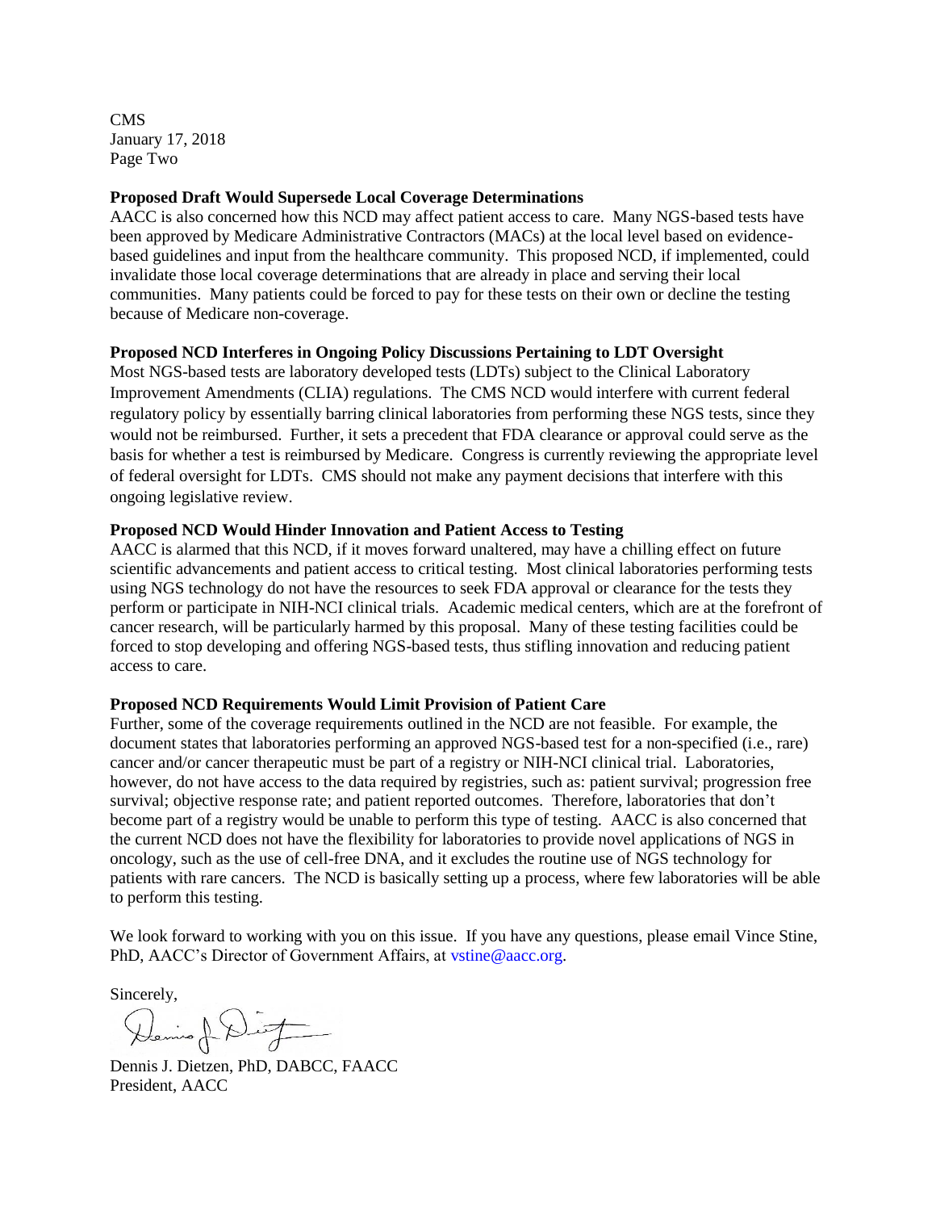CMS
January 17, 2018
Page Two

**Proposed Draft Would Supersede Local Coverage Determinations**

AACC is also concerned how this NCD may affect patient access to care. Many NGS-based tests have been approved by Medicare Administrative Contractors (MACs) at the local level based on evidence-based guidelines and input from the healthcare community. This proposed NCD, if implemented, could invalidate those local coverage determinations that are already in place and serving their local communities. Many patients could be forced to pay for these tests on their own or decline the testing because of Medicare non-coverage.

**Proposed NCD Interferes in Ongoing Policy Discussions Pertaining to LDT Oversight**

Most NGS-based tests are laboratory developed tests (LDTs) subject to the Clinical Laboratory Improvement Amendments (CLIA) regulations. The CMS NCD would interfere with current federal regulatory policy by essentially barring clinical laboratories from performing these NGS tests, since they would not be reimbursed. Further, it sets a precedent that FDA clearance or approval could serve as the basis for whether a test is reimbursed by Medicare. Congress is currently reviewing the appropriate level of federal oversight for LDTs. CMS should not make any payment decisions that interfere with this ongoing legislative review.

**Proposed NCD Would Hinder Innovation and Patient Access to Testing**

AACC is alarmed that this NCD, if it moves forward unaltered, may have a chilling effect on future scientific advancements and patient access to critical testing. Most clinical laboratories performing tests using NGS technology do not have the resources to seek FDA approval or clearance for the tests they perform or participate in NIH-NCI clinical trials. Academic medical centers, which are at the forefront of cancer research, will be particularly harmed by this proposal. Many of these testing facilities could be forced to stop developing and offering NGS-based tests, thus stifling innovation and reducing patient access to care.

**Proposed NCD Requirements Would Limit Provision of Patient Care**

Further, some of the coverage requirements outlined in the NCD are not feasible. For example, the document states that laboratories performing an approved NGS-based test for a non-specified (i.e., rare) cancer and/or cancer therapeutic must be part of a registry or NIH-NCI clinical trial. Laboratories, however, do not have access to the data required by registries, such as: patient survival; progression free survival; objective response rate; and patient reported outcomes. Therefore, laboratories that don't become part of a registry would be unable to perform this type of testing. AACC is also concerned that the current NCD does not have the flexibility for laboratories to provide novel applications of NGS in oncology, such as the use of cell-free DNA, and it excludes the routine use of NGS technology for patients with rare cancers. The NCD is basically setting up a process, where few laboratories will be able to perform this testing.

We look forward to working with you on this issue. If you have any questions, please email Vince Stine, PhD, AACC's Director of Government Affairs, at vstine@aacc.org.

Sincerely,

Dennis J. Dietzen, PhD, DABCC, FAACC
President, AACC